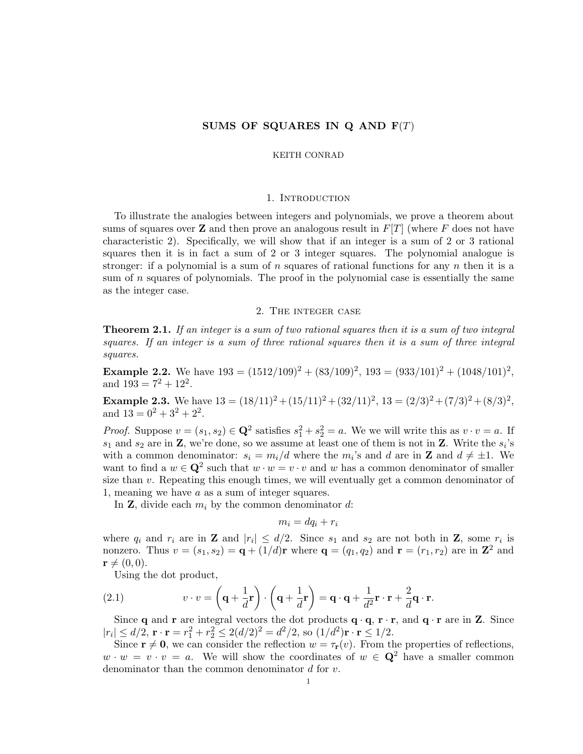# SUMS OF SQUARES IN Q AND F(T)

KEITH CONRAD

## 1. Introduction

To illustrate the analogies between integers and polynomials, we prove a theorem about sums of squares over $\mathbf{Z}$ and then prove an analogous result in $F[T]$ (where $F$ does not have characteristic 2). Specifically, we will show that if an integer is a sum of 2 or 3 rational squares then it is in fact a sum of 2 or 3 integer squares. The polynomial analogue is stronger: if a polynomial is a sum of $n$ squares of rational functions for any $n$ then it is a sum of $n$ squares of polynomials. The proof in the polynomial case is essentially the same as the integer case.

## 2. The integer case

**Theorem 2.1.** *If an integer is a sum of two rational squares then it is a sum of two integral squares. If an integer is a sum of three rational squares then it is a sum of three integral squares.*

**Example 2.2.** We have $193 = (1512/109)^2 + (83/109)^2$, $193 = (933/101)^2 + (1048/101)^2$, and $193 = 7^2 + 12^2$.

**Example 2.3.** We have $13 = (18/11)^2 + (15/11)^2 + (32/11)^2$, $13 = (2/3)^2 + (7/3)^2 + (8/3)^2$, and $13 = 0^2 + 3^2 + 2^2$.

*Proof.* Suppose $v = (s_1, s_2) \in \mathbf{Q}^2$ satisfies $s_1^2 + s_2^2 = a$. We we will write this as $v \cdot v = a$. If $s_1$ and $s_2$ are in $\mathbf{Z}$, we're done, so we assume at least one of them is not in $\mathbf{Z}$. Write the $s_i$'s with a common denominator: $s_i = m_i/d$ where the $m_i$'s and $d$ are in $\mathbf{Z}$ and $d \neq \pm 1$. We want to find a $w \in \mathbf{Q}^2$ such that $w \cdot w = v \cdot v$ and $w$ has a common denominator of smaller size than $v$. Repeating this enough times, we will eventually get a common denominator of 1, meaning we have $a$ as a sum of integer squares.

In $\mathbf{Z}$, divide each $m_i$ by the common denominator $d$:

$$m_i = dq_i + r_i$$

where $q_i$ and $r_i$ are in $\mathbf{Z}$ and $|r_i| \leq d/2$. Since $s_1$ and $s_2$ are not both in $\mathbf{Z}$, some $r_i$ is nonzero. Thus $v = (s_1, s_2) = \mathbf{q} + (1/d)\mathbf{r}$ where $\mathbf{q} = (q_1, q_2)$ and $\mathbf{r} = (r_1, r_2)$ are in $\mathbf{Z}^2$ and $\mathbf{r} \neq (0, 0)$.

Using the dot product,

$$v \cdot v = \left(\mathbf{q} + \frac{1}{d}\mathbf{r}\right) \cdot \left(\mathbf{q} + \frac{1}{d}\mathbf{r}\right) = \mathbf{q} \cdot \mathbf{q} + \frac{1}{d^2}\mathbf{r} \cdot \mathbf{r} + \frac{2}{d}\mathbf{q} \cdot \mathbf{r}. \tag{2.1}$$

Since $\mathbf{q}$ and $\mathbf{r}$ are integral vectors the dot products $\mathbf{q} \cdot \mathbf{q}$, $\mathbf{r} \cdot \mathbf{r}$, and $\mathbf{q} \cdot \mathbf{r}$ are in $\mathbf{Z}$. Since $|r_i| \leq d/2$, $\mathbf{r} \cdot \mathbf{r} = r_1^2 + r_2^2 \leq 2(d/2)^2 = d^2/2$, so $(1/d^2)\mathbf{r} \cdot \mathbf{r} \leq 1/2$.

Since $\mathbf{r} \neq \mathbf{0}$, we can consider the reflection $w = \tau_{\mathbf{r}}(v)$. From the properties of reflections, $w \cdot w = v \cdot v = a$. We will show the coordinates of $w \in \mathbf{Q}^2$ have a smaller common denominator than the common denominator $d$ for $v$.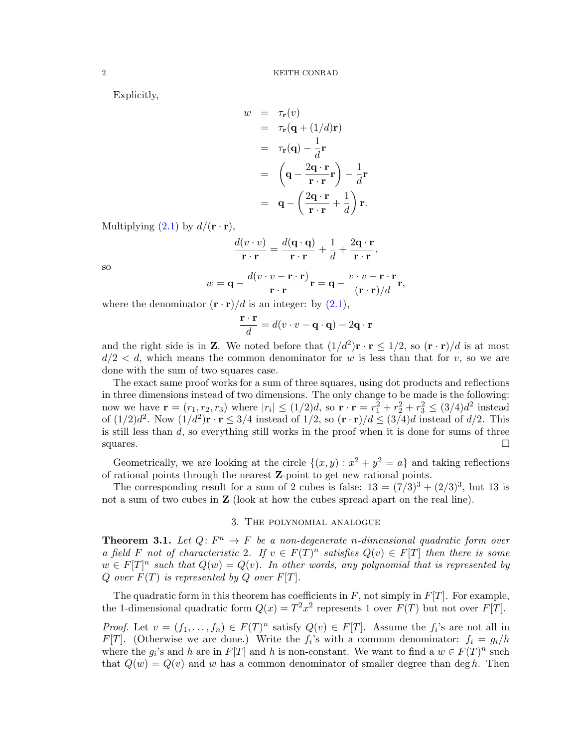Explicitly,

$$
\begin{aligned}
w &= \tau_{\mathbf{r}}(v) \\
&= \tau_{\mathbf{r}}(\mathbf{q} + (1/d)\mathbf{r}) \\
&= \tau_{\mathbf{r}}(\mathbf{q}) - \frac{1}{d}\mathbf{r} \\
&= \left(\mathbf{q} - \frac{2\mathbf{q}\cdot\mathbf{r}}{\mathbf{r}\cdot\mathbf{r}}\mathbf{r}\right) - \frac{1}{d}\mathbf{r} \\
&= \mathbf{q} - \left(\frac{2\mathbf{q}\cdot\mathbf{r}}{\mathbf{r}\cdot\mathbf{r}} + \frac{1}{d}\right)\mathbf{r}.
\end{aligned}
$$

Multiplying (2.1) by $d/(\mathbf{r}\cdot\mathbf{r})$,

$$
\frac{d(v\cdot v)}{\mathbf{r}\cdot\mathbf{r}} = \frac{d(\mathbf{q}\cdot\mathbf{q})}{\mathbf{r}\cdot\mathbf{r}} + \frac{1}{d} + \frac{2\mathbf{q}\cdot\mathbf{r}}{\mathbf{r}\cdot\mathbf{r}},
$$

so

$$
w = \mathbf{q} - \frac{d(v\cdot v - \mathbf{r}\cdot\mathbf{r})}{\mathbf{r}\cdot\mathbf{r}}\mathbf{r} = \mathbf{q} - \frac{v\cdot v - \mathbf{r}\cdot\mathbf{r}}{(\mathbf{r}\cdot\mathbf{r})/d}\mathbf{r},
$$

where the denominator $(\mathbf{r}\cdot\mathbf{r})/d$ is an integer: by (2.1),

$$
\frac{\mathbf{r}\cdot\mathbf{r}}{d} = d(v\cdot v - \mathbf{q}\cdot\mathbf{q}) - 2\mathbf{q}\cdot\mathbf{r}
$$

and the right side is in $\mathbf{Z}$. We noted before that $(1/d^2)\mathbf{r}\cdot\mathbf{r} \leq 1/2$, so $(\mathbf{r}\cdot\mathbf{r})/d$ is at most $d/2 < d$, which means the common denominator for $w$ is less than that for $v$, so we are done with the sum of two squares case.

The exact same proof works for a sum of three squares, using dot products and reflections in three dimensions instead of two dimensions. The only change to be made is the following: now we have $\mathbf{r} = (r_1, r_2, r_3)$ where $|r_i| \leq (1/2)d$, so $\mathbf{r}\cdot\mathbf{r} = r_1^2 + r_2^2 + r_3^2 \leq (3/4)d^2$ instead of $(1/2)d^2$. Now $(1/d^2)\mathbf{r}\cdot\mathbf{r} \leq 3/4$ instead of $1/2$, so $(\mathbf{r}\cdot\mathbf{r})/d \leq (3/4)d$ instead of $d/2$. This is still less than $d$, so everything still works in the proof when it is done for sums of three squares. $\square$

Geometrically, we are looking at the circle $\{(x, y) : x^2 + y^2 = a\}$ and taking reflections of rational points through the nearest $\mathbf{Z}$-point to get new rational points.

The corresponding result for a sum of 2 cubes is false: $13 = (7/3)^3 + (2/3)^3$, but 13 is not a sum of two cubes in $\mathbf{Z}$ (look at how the cubes spread apart on the real line).

## 3. The polynomial analogue

**Theorem 3.1.** *Let $Q\colon F^n \to F$ be a non-degenerate $n$-dimensional quadratic form over a field $F$ not of characteristic 2. If $v \in F(T)^n$ satisfies $Q(v) \in F[T]$ then there is some $w \in F[T]^n$ such that $Q(w) = Q(v)$. In other words, any polynomial that is represented by $Q$ over $F(T)$ is represented by $Q$ over $F[T]$.*

The quadratic form in this theorem has coefficients in $F$, not simply in $F[T]$. For example, the 1-dimensional quadratic form $Q(x) = T^2x^2$ represents 1 over $F(T)$ but not over $F[T]$.

*Proof.* Let $v = (f_1, \ldots, f_n) \in F(T)^n$ satisfy $Q(v) \in F[T]$. Assume the $f_i$'s are not all in $F[T]$. (Otherwise we are done.) Write the $f_i$'s with a common denominator: $f_i = g_i/h$ where the $g_i$'s and $h$ are in $F[T]$ and $h$ is non-constant. We want to find a $w \in F(T)^n$ such that $Q(w) = Q(v)$ and $w$ has a common denominator of smaller degree than $\deg h$. Then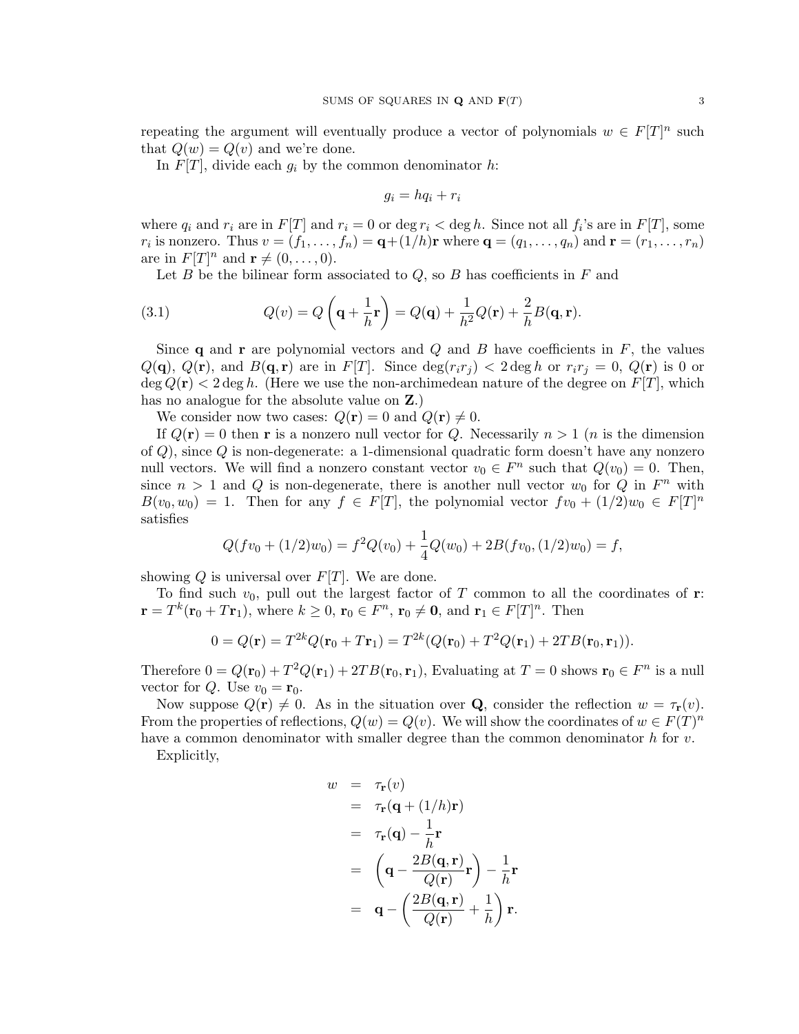repeating the argument will eventually produce a vector of polynomials $w \in F[T]^n$ such that $Q(w) = Q(v)$ and we're done.

In $F[T]$, divide each $g_i$ by the common denominator $h$:

$$g_i = hq_i + r_i$$

where $q_i$ and $r_i$ are in $F[T]$ and $r_i = 0$ or $\deg r_i < \deg h$. Since not all $f_i$'s are in $F[T]$, some $r_i$ is nonzero. Thus $v = (f_1, \ldots, f_n) = \mathbf{q} + (1/h)\mathbf{r}$ where $\mathbf{q} = (q_1, \ldots, q_n)$ and $\mathbf{r} = (r_1, \ldots, r_n)$ are in $F[T]^n$ and $\mathbf{r} \neq (0, \ldots, 0)$.

Let $B$ be the bilinear form associated to $Q$, so $B$ has coefficients in $F$ and

$$Q(v) = Q\left(\mathbf{q} + \frac{1}{h}\mathbf{r}\right) = Q(\mathbf{q}) + \frac{1}{h^2}Q(\mathbf{r}) + \frac{2}{h}B(\mathbf{q}, \mathbf{r}). \tag{3.1}$$

Since $\mathbf{q}$ and $\mathbf{r}$ are polynomial vectors and $Q$ and $B$ have coefficients in $F$, the values $Q(\mathbf{q})$, $Q(\mathbf{r})$, and $B(\mathbf{q}, \mathbf{r})$ are in $F[T]$. Since $\deg(r_i r_j) < 2 \deg h$ or $r_i r_j = 0$, $Q(\mathbf{r})$ is 0 or $\deg Q(\mathbf{r}) < 2 \deg h$. (Here we use the non-archimedean nature of the degree on $F[T]$, which has no analogue for the absolute value on $\mathbf{Z}$.)

We consider now two cases: $Q(\mathbf{r}) = 0$ and $Q(\mathbf{r}) \neq 0$.

If $Q(\mathbf{r}) = 0$ then $\mathbf{r}$ is a nonzero null vector for $Q$. Necessarily $n > 1$ ($n$ is the dimension of $Q$), since $Q$ is non-degenerate: a 1-dimensional quadratic form doesn't have any nonzero null vectors. We will find a nonzero constant vector $v_0 \in F^n$ such that $Q(v_0) = 0$. Then, since $n > 1$ and $Q$ is non-degenerate, there is another null vector $w_0$ for $Q$ in $F^n$ with $B(v_0, w_0) = 1$. Then for any $f \in F[T]$, the polynomial vector $fv_0 + (1/2)w_0 \in F[T]^n$ satisfies

$$Q(fv_0 + (1/2)w_0) = f^2 Q(v_0) + \frac{1}{4}Q(w_0) + 2B(fv_0, (1/2)w_0) = f,$$

showing $Q$ is universal over $F[T]$. We are done.

To find such $v_0$, pull out the largest factor of $T$ common to all the coordinates of $\mathbf{r}$: $\mathbf{r} = T^k(\mathbf{r}_0 + T\mathbf{r}_1)$, where $k \geq 0$, $\mathbf{r}_0 \in F^n$, $\mathbf{r}_0 \neq \mathbf{0}$, and $\mathbf{r}_1 \in F[T]^n$. Then

$$0 = Q(\mathbf{r}) = T^{2k}Q(\mathbf{r}_0 + T\mathbf{r}_1) = T^{2k}(Q(\mathbf{r}_0) + T^2 Q(\mathbf{r}_1) + 2TB(\mathbf{r}_0, \mathbf{r}_1)).$$

Therefore $0 = Q(\mathbf{r}_0) + T^2 Q(\mathbf{r}_1) + 2TB(\mathbf{r}_0, \mathbf{r}_1)$, Evaluating at $T = 0$ shows $\mathbf{r}_0 \in F^n$ is a null vector for $Q$. Use $v_0 = \mathbf{r}_0$.

Now suppose $Q(\mathbf{r}) \neq 0$. As in the situation over $\mathbf{Q}$, consider the reflection $w = \tau_{\mathbf{r}}(v)$. From the properties of reflections, $Q(w) = Q(v)$. We will show the coordinates of $w \in F(T)^n$ have a common denominator with smaller degree than the common denominator $h$ for $v$.

Explicitly,

$$\begin{aligned}
w &= \tau_{\mathbf{r}}(v) \\
&= \tau_{\mathbf{r}}(\mathbf{q} + (1/h)\mathbf{r}) \\
&= \tau_{\mathbf{r}}(\mathbf{q}) - \frac{1}{h}\mathbf{r} \\
&= \left(\mathbf{q} - \frac{2B(\mathbf{q}, \mathbf{r})}{Q(\mathbf{r})}\mathbf{r}\right) - \frac{1}{h}\mathbf{r} \\
&= \mathbf{q} - \left(\frac{2B(\mathbf{q}, \mathbf{r})}{Q(\mathbf{r})} + \frac{1}{h}\right)\mathbf{r}.
\end{aligned}$$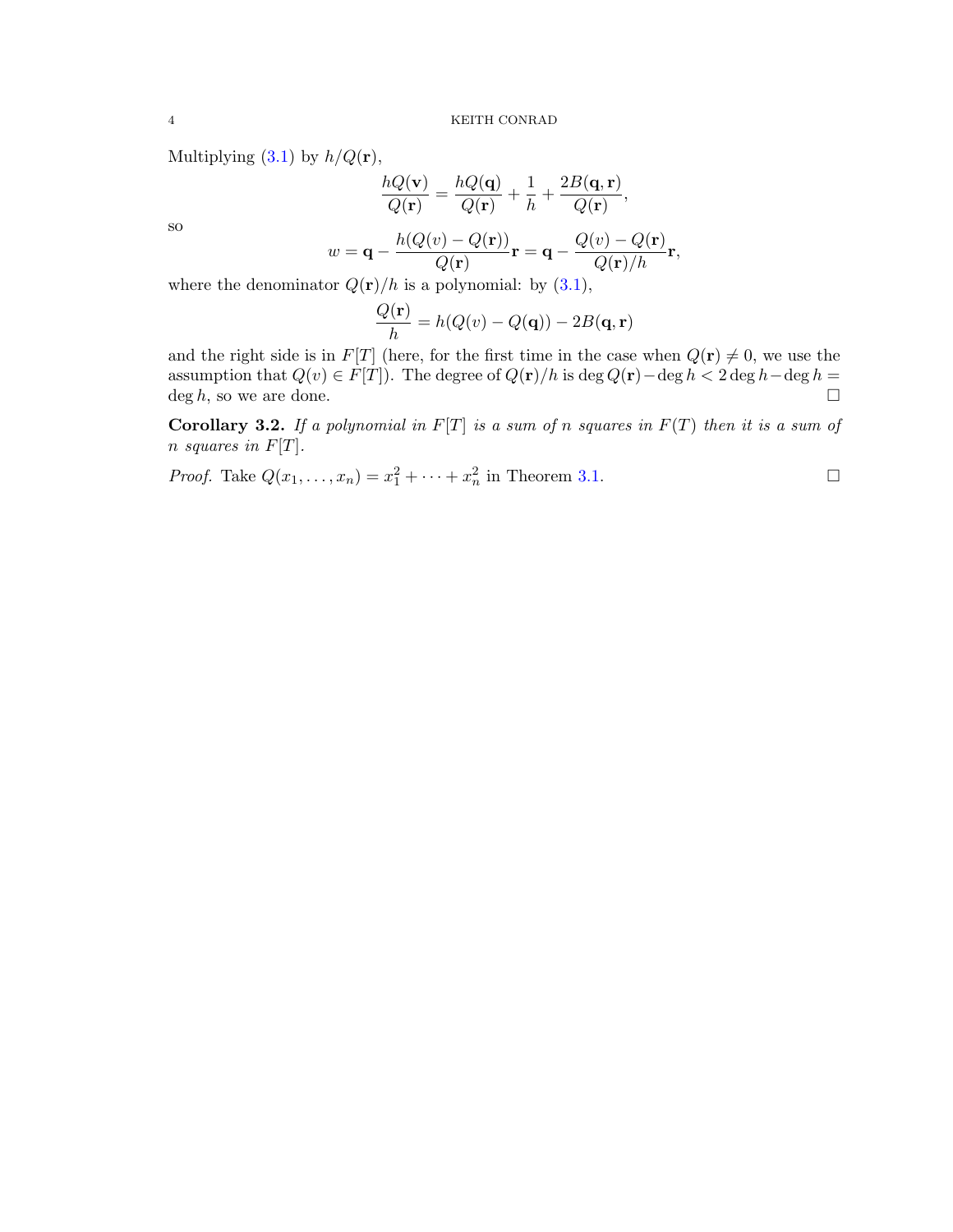Multiplying (3.1) by $h/Q(\mathbf{r})$,

$$\frac{hQ(\mathbf{v})}{Q(\mathbf{r})} = \frac{hQ(\mathbf{q})}{Q(\mathbf{r})} + \frac{1}{h} + \frac{2B(\mathbf{q},\mathbf{r})}{Q(\mathbf{r})},$$

so

$$w = \mathbf{q} - \frac{h(Q(v) - Q(\mathbf{r}))}{Q(\mathbf{r})}\mathbf{r} = \mathbf{q} - \frac{Q(v) - Q(\mathbf{r})}{Q(\mathbf{r})/h}\mathbf{r},$$

where the denominator $Q(\mathbf{r})/h$ is a polynomial: by (3.1),

$$\frac{Q(\mathbf{r})}{h} = h(Q(v) - Q(\mathbf{q})) - 2B(\mathbf{q},\mathbf{r})$$

and the right side is in $F[T]$ (here, for the first time in the case when $Q(\mathbf{r}) \neq 0$, we use the assumption that $Q(v) \in F[T]$). The degree of $Q(\mathbf{r})/h$ is $\deg Q(\mathbf{r}) - \deg h < 2\deg h - \deg h = \deg h$, so we are done. □

**Corollary 3.2.** *If a polynomial in $F[T]$ is a sum of $n$ squares in $F(T)$ then it is a sum of $n$ squares in $F[T]$.*

*Proof.* Take $Q(x_1, \ldots, x_n) = x_1^2 + \cdots + x_n^2$ in Theorem 3.1. □